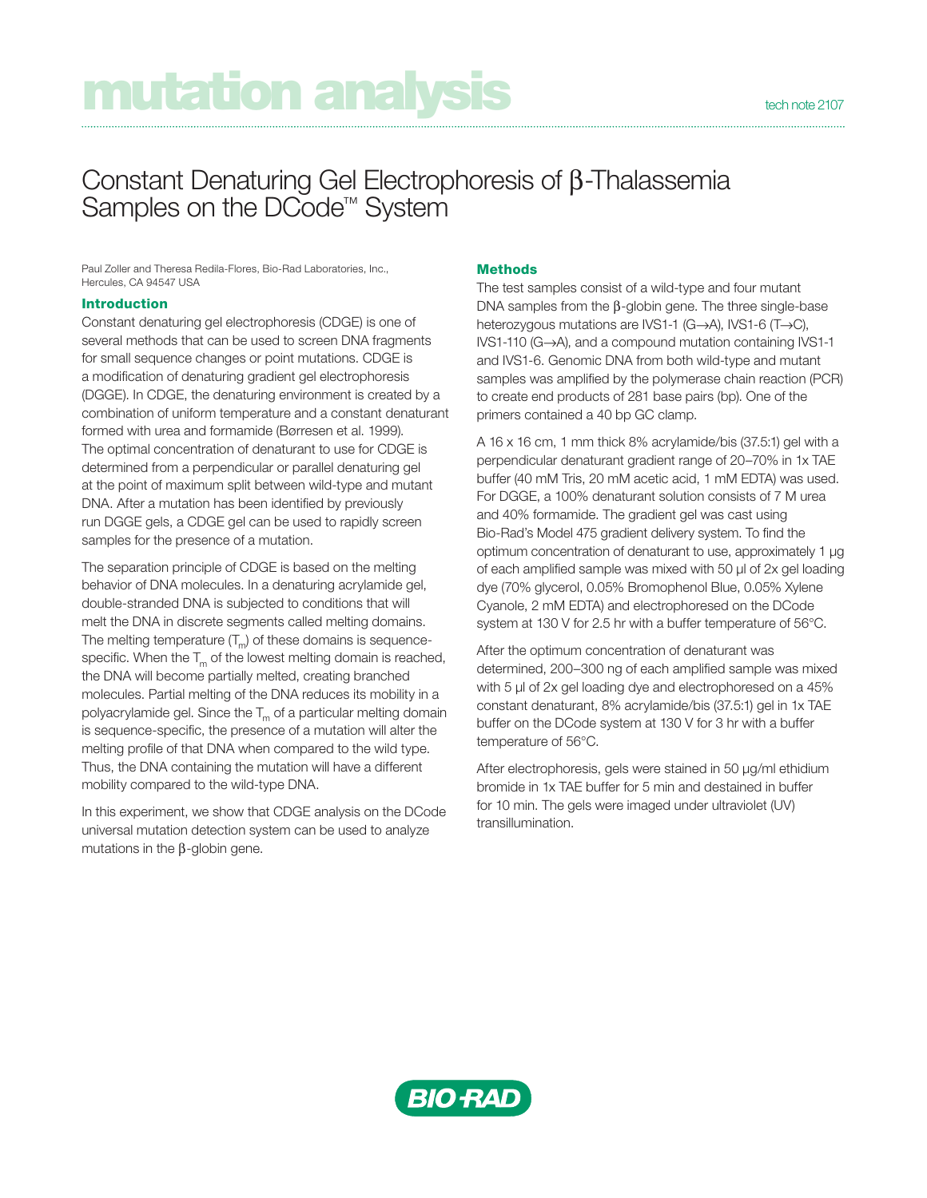# mutation analysis

tech note 2107

## Constant Denaturing Gel Electrophoresis of β-Thalassemia Samples on the DCode™ System

Paul Zoller and Theresa Redila-Flores, Bio-Rad Laboratories, Inc., Hercules, CA 94547 USA

### Introduction

Constant denaturing gel electrophoresis (CDGE) is one of several methods that can be used to screen DNA fragments for small sequence changes or point mutations. CDGE is a modification of denaturing gradient gel electrophoresis (DGGE). In CDGE, the denaturing environment is created by a combination of uniform temperature and a constant denaturant formed with urea and formamide (Børresen et al. 1999). The optimal concentration of denaturant to use for CDGE is determined from a perpendicular or parallel denaturing gel at the point of maximum split between wild-type and mutant DNA. After a mutation has been identified by previously run DGGE gels, a CDGE gel can be used to rapidly screen samples for the presence of a mutation.

The separation principle of CDGE is based on the melting behavior of DNA molecules. In a denaturing acrylamide gel, double-stranded DNA is subjected to conditions that will melt the DNA in discrete segments called melting domains. The melting temperature ($T_m$) of these domains is sequence-specific. When the $T_m$ of the lowest melting domain is reached, the DNA will become partially melted, creating branched molecules. Partial melting of the DNA reduces its mobility in a polyacrylamide gel. Since the $T_m$ of a particular melting domain is sequence-specific, the presence of a mutation will alter the melting profile of that DNA when compared to the wild type. Thus, the DNA containing the mutation will have a different mobility compared to the wild-type DNA.

In this experiment, we show that CDGE analysis on the DCode universal mutation detection system can be used to analyze mutations in the β-globin gene.

### Methods

The test samples consist of a wild-type and four mutant DNA samples from the β-globin gene. The three single-base heterozygous mutations are IVS1-1 (G→A), IVS1-6 (T→C), IVS1-110 (G→A), and a compound mutation containing IVS1-1 and IVS1-6. Genomic DNA from both wild-type and mutant samples was amplified by the polymerase chain reaction (PCR) to create end products of 281 base pairs (bp). One of the primers contained a 40 bp GC clamp.

A 16 x 16 cm, 1 mm thick 8% acrylamide/bis (37.5:1) gel with a perpendicular denaturant gradient range of 20–70% in 1x TAE buffer (40 mM Tris, 20 mM acetic acid, 1 mM EDTA) was used. For DGGE, a 100% denaturant solution consists of 7 M urea and 40% formamide. The gradient gel was cast using Bio-Rad's Model 475 gradient delivery system. To find the optimum concentration of denaturant to use, approximately 1 µg of each amplified sample was mixed with 50 µl of 2x gel loading dye (70% glycerol, 0.05% Bromophenol Blue, 0.05% Xylene Cyanole, 2 mM EDTA) and electrophoresed on the DCode system at 130 V for 2.5 hr with a buffer temperature of 56°C.

After the optimum concentration of denaturant was determined, 200–300 ng of each amplified sample was mixed with 5 µl of 2x gel loading dye and electrophoresed on a 45% constant denaturant, 8% acrylamide/bis (37.5:1) gel in 1x TAE buffer on the DCode system at 130 V for 3 hr with a buffer temperature of 56°C.

After electrophoresis, gels were stained in 50 µg/ml ethidium bromide in 1x TAE buffer for 5 min and destained in buffer for 10 min. The gels were imaged under ultraviolet (UV) transillumination.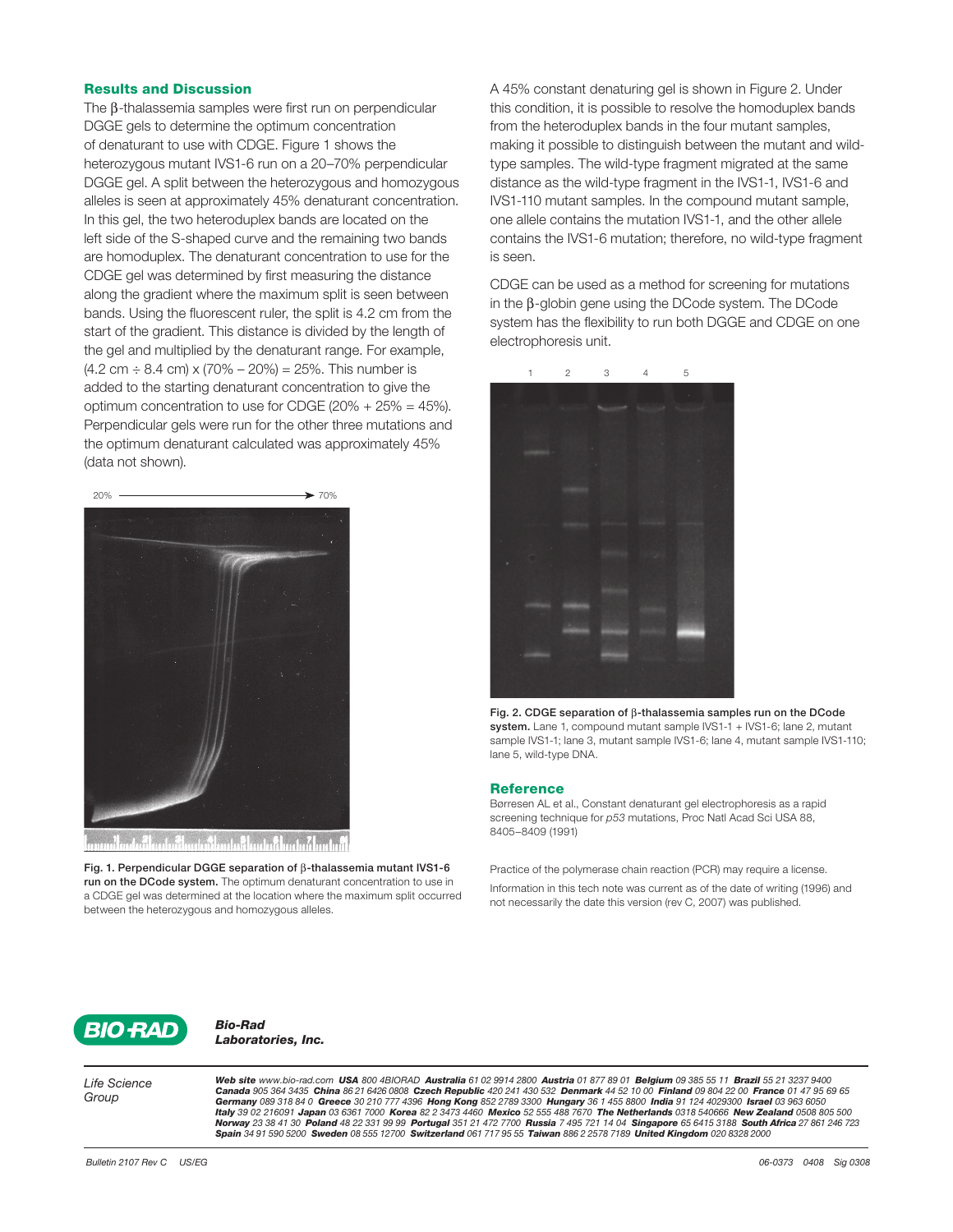## Results and Discussion

The β-thalassemia samples were first run on perpendicular DGGE gels to determine the optimum concentration of denaturant to use with CDGE. Figure 1 shows the heterozygous mutant IVS1-6 run on a 20–70% perpendicular DGGE gel. A split between the heterozygous and homozygous alleles is seen at approximately 45% denaturant concentration. In this gel, the two heteroduplex bands are located on the left side of the S-shaped curve and the remaining two bands are homoduplex. The denaturant concentration to use for the CDGE gel was determined by first measuring the distance along the gradient where the maximum split is seen between bands. Using the fluorescent ruler, the split is 4.2 cm from the start of the gradient. This distance is divided by the length of the gel and multiplied by the denaturant range. For example, (4.2 cm ÷ 8.4 cm) x (70% – 20%) = 25%. This number is added to the starting denaturant concentration to give the optimum concentration to use for CDGE (20% + 25% = 45%). Perpendicular gels were run for the other three mutations and the optimum denaturant calculated was approximately 45% (data not shown).

20% → 70%

**Fig. 1. Perpendicular DGGE separation of β-thalassemia mutant IVS1-6 run on the DCode system.** The optimum denaturant concentration to use in a CDGE gel was determined at the location where the maximum split occurred between the heterozygous and homozygous alleles.

A 45% constant denaturing gel is shown in Figure 2. Under this condition, it is possible to resolve the homoduplex bands from the heteroduplex bands in the four mutant samples, making it possible to distinguish between the mutant and wild-type samples. The wild-type fragment migrated at the same distance as the wild-type fragment in the IVS1-1, IVS1-6 and IVS1-110 mutant samples. In the compound mutant sample, one allele contains the mutation IVS1-1, and the other allele contains the IVS1-6 mutation; therefore, no wild-type fragment is seen.

CDGE can be used as a method for screening for mutations in the β-globin gene using the DCode system. The DCode system has the flexibility to run both DGGE and CDGE on one electrophoresis unit.

1 2 3 4 5

**Fig. 2. CDGE separation of β-thalassemia samples run on the DCode system.** Lane 1, compound mutant sample IVS1-1 + IVS1-6; lane 2, mutant sample IVS1-1; lane 3, mutant sample IVS1-6; lane 4, mutant sample IVS1-110; lane 5, wild-type DNA.

## Reference

Børresen AL et al., Constant denaturant gel electrophoresis as a rapid screening technique for *p53* mutations, Proc Natl Acad Sci USA 88, 8405–8409 (1991)

Practice of the polymerase chain reaction (PCR) may require a license.

Information in this tech note was current as of the date of writing (1996) and not necessarily the date this version (rev C, 2007) was published.

**BIO-RAD** ***Bio-Rad Laboratories, Inc.***

*Life Science Group*

***Web site*** *www.bio-rad.com* ***USA*** *800 4BIORAD* ***Australia*** *61 02 9914 2800* ***Austria*** *01 877 89 01* ***Belgium*** *09 385 55 11* ***Brazil*** *55 21 3237 9400* ***Canada*** *905 364 3435* ***China*** *86 21 6426 0808* ***Czech Republic*** *420 241 430 532* ***Denmark*** *44 52 10 00* ***Finland*** *09 804 22 00* ***France*** *01 47 95 69 65* ***Germany*** *089 318 84 0* ***Greece*** *30 210 777 4396* ***Hong Kong*** *852 2789 3300* ***Hungary*** *36 1 455 8800* ***India*** *91 124 4029300* ***Israel*** *03 963 6050* ***Italy*** *39 02 216091* ***Japan*** *03 6361 7000* ***Korea*** *82 2 3473 4460* ***Mexico*** *52 555 488 7670* ***The Netherlands*** *0318 540666* ***New Zealand*** *0508 805 500* ***Norway*** *23 38 41 30* ***Poland*** *48 22 331 99 99* ***Portugal*** *351 21 472 7700* ***Russia*** *7 495 721 14 04* ***Singapore*** *65 6415 3188* ***South Africa*** *27 861 246 723* ***Spain*** *34 91 590 5200* ***Sweden*** *08 555 12700* ***Switzerland*** *061 717 95 55* ***Taiwan*** *886 2 2578 7189* ***United Kingdom*** *020 8328 2000*

*Bulletin 2107 Rev C US/EG* *06-0373 0408 Sig 0308*